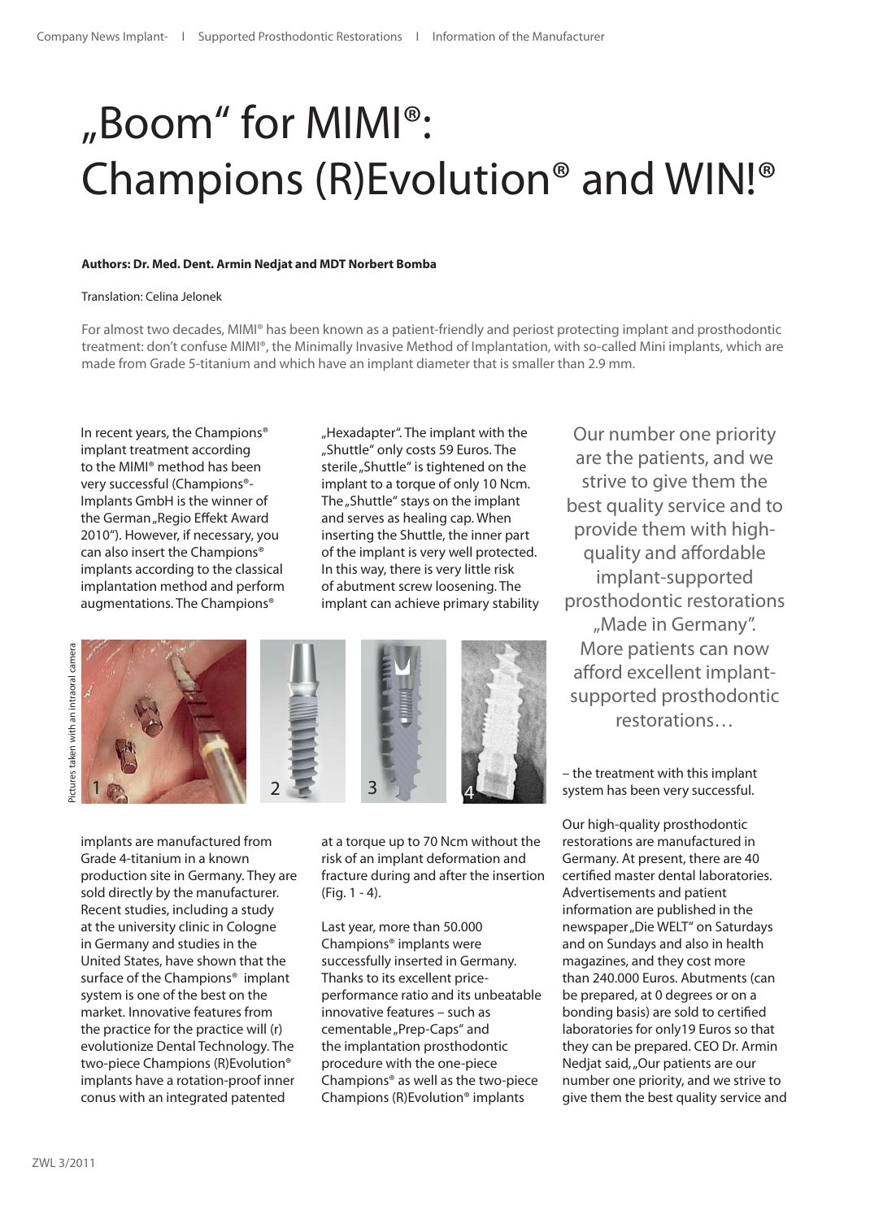# „Boom" for MIMI®: Champions (R)Evolution® and WIN!®

**Authors: Dr. Med. Dent. Armin Nedjat and MDT Norbert Bomba**

Translation: Celina Jelonek

For almost two decades, MIMI® has been known as a patient-friendly and periost protecting implant and prosthodontic treatment: don't confuse MIMI®, the Minimally Invasive Method of Implantation, with so-called Mini implants, which are made from Grade 5-titanium and which have an implant diameter that is smaller than 2.9 mm.

In recent years, the Champions® implant treatment according to the MIMI® method has been very successful (Champions®-Implants GmbH is the winner of the German „Regio Effekt Award 2010"). However, if necessary, you can also insert the Champions® implants according to the classical implantation method and perform augmentations. The Champions® implants are manufactured from Grade 4-titanium in a known production site in Germany. They are sold directly by the manufacturer. Recent studies, including a study at the university clinic in Cologne in Germany and studies in the United States, have shown that the surface of the Champions® implant system is one of the best on the market. Innovative features from the practice for the practice will (r) evolutionize Dental Technology. The two-piece Champions (R)Evolution® implants have a rotation-proof inner conus with an integrated patented „Hexadapter". The implant with the „Shuttle" only costs 59 Euros. The sterile „Shuttle" is tightened on the implant to a torque of only 10 Ncm. The „Shuttle" stays on the implant and serves as healing cap. When inserting the Shuttle, the inner part of the implant is very well protected. In this way, there is very little risk of abutment screw loosening. The implant can achieve primary stability at a torque up to 70 Ncm without the risk of an implant deformation and fracture during and after the insertion (Fig. 1 - 4).

Pictures taken with an intraoral camera

1 2 3 4

Last year, more than 50.000 Champions® implants were successfully inserted in Germany. Thanks to its excellent price-performance ratio and its unbeatable innovative features – such as cementable „Prep-Caps" and the implantation prosthodontic procedure with the one-piece Champions® as well as the two-piece Champions (R)Evolution® implants – the treatment with this implant system has been very successful.

> Our number one priority are the patients, and we strive to give them the best quality service and to provide them with high-quality and affordable implant-supported prosthodontic restorations „Made in Germany". More patients can now afford excellent implant-supported prosthodontic restorations…

Our high-quality prosthodontic restorations are manufactured in Germany. At present, there are 40 certified master dental laboratories. Advertisements and patient information are published in the newspaper „Die WELT" on Saturdays and on Sundays and also in health magazines, and they cost more than 240.000 Euros. Abutments (can be prepared, at 0 degrees or on a bonding basis) are sold to certified laboratories for only19 Euros so that they can be prepared. CEO Dr. Armin Nedjat said, „Our patients are our number one priority, and we strive to give them the best quality service and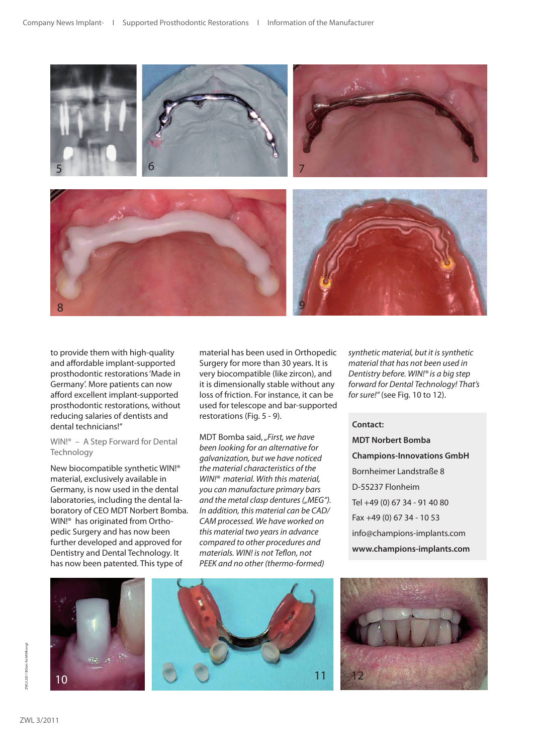to provide them with high-quality and affordable implant-supported prosthodontic restorations 'Made in Germany'. More patients can now afford excellent implant-supported prosthodontic restorations, without reducing salaries of dentists and dental technicians!"

## WIN!® – A Step Forward for Dental Technology

New biocompatible synthetic WIN!® material, exclusively available in Germany, is now used in the dental laboratories, including the dental laboratory of CEO MDT Norbert Bomba. WIN!® has originated from Orthopedic Surgery and has now been further developed and approved for Dentistry and Dental Technology. It has now been patented. This type of material has been used in Orthopedic Surgery for more than 30 years. It is very biocompatible (like zircon), and it is dimensionally stable without any loss of friction. For instance, it can be used for telescope and bar-supported restorations (Fig. 5 - 9).

MDT Bomba said, *„First, we have been looking for an alternative for galvanization, but we have noticed the material characteristics of the WIN!® material. With this material, you can manufacture primary bars and the metal clasp dentures („MEG"). In addition, this material can be CAD/CAM processed. We have worked on this material two years in advance compared to other procedures and materials. WIN! is not Teflon, not PEEK and no other (thermo-formed) synthetic material, but it is synthetic material that has not been used in Dentistry before. WIN!® is a big step forward for Dental Technology! That's for sure!"* (see Fig. 10 to 12).

**Contact:**

**MDT Norbert Bomba**

**Champions-Innovations GmbH**

Bornheimer Landstraße 8

D-55237 Flonheim

Tel +49 (0) 67 34 - 91 40 80

Fax +49 (0) 67 34 - 10 53

info@champions-implants.com

**www.champions-implants.com**